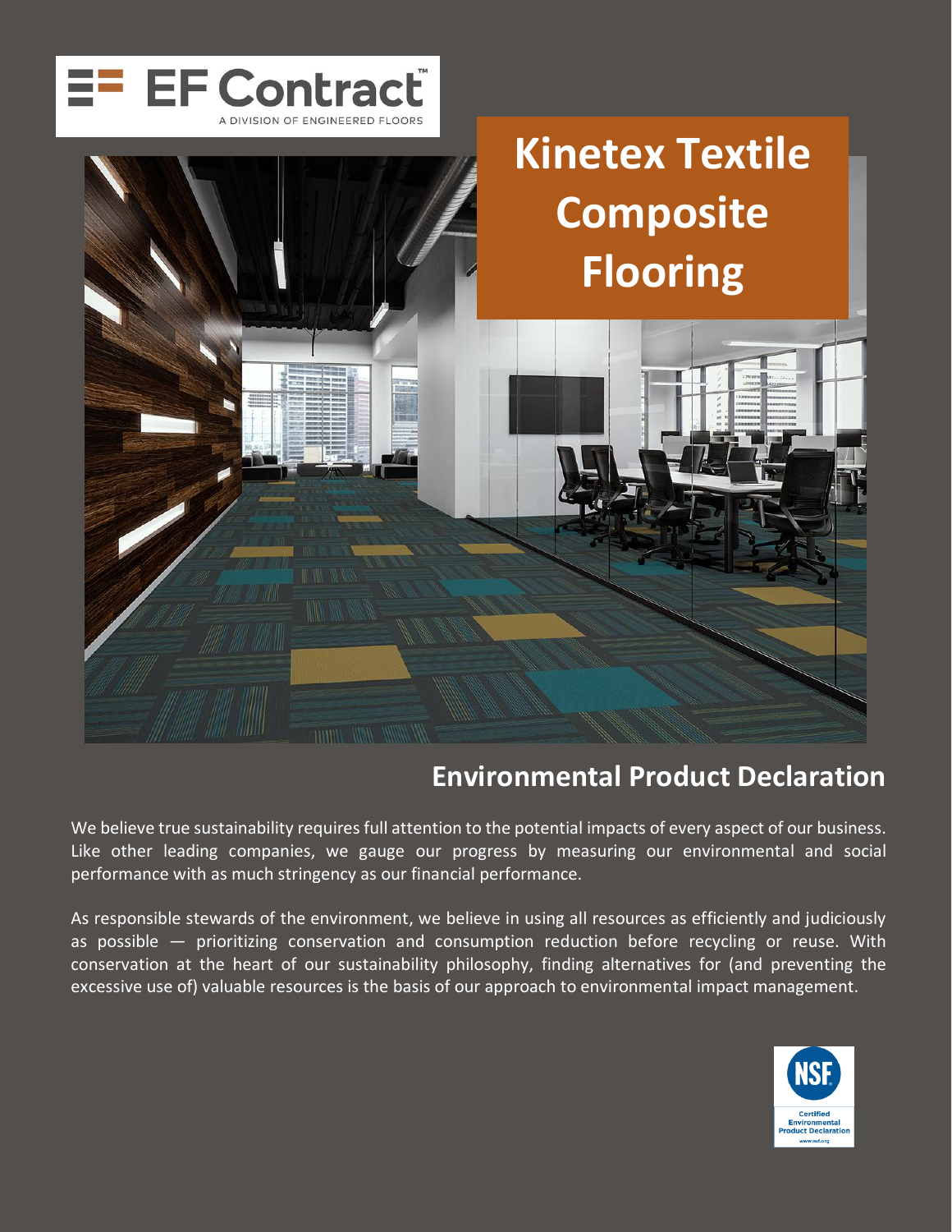EF Contract™

A DIVISION OF ENGINEERED FLOORS

# Kinetex Textile Composite Flooring

## Environmental Product Declaration

We believe true sustainability requires full attention to the potential impacts of every aspect of our business. Like other leading companies, we gauge our progress by measuring our environmental and social performance with as much stringency as our financial performance.

As responsible stewards of the environment, we believe in using all resources as efficiently and judiciously as possible — prioritizing conservation and consumption reduction before recycling or reuse. With conservation at the heart of our sustainability philosophy, finding alternatives for (and preventing the excessive use of) valuable resources is the basis of our approach to environmental impact management.

NSF Certified Environmental Product Declaration www.nsf.org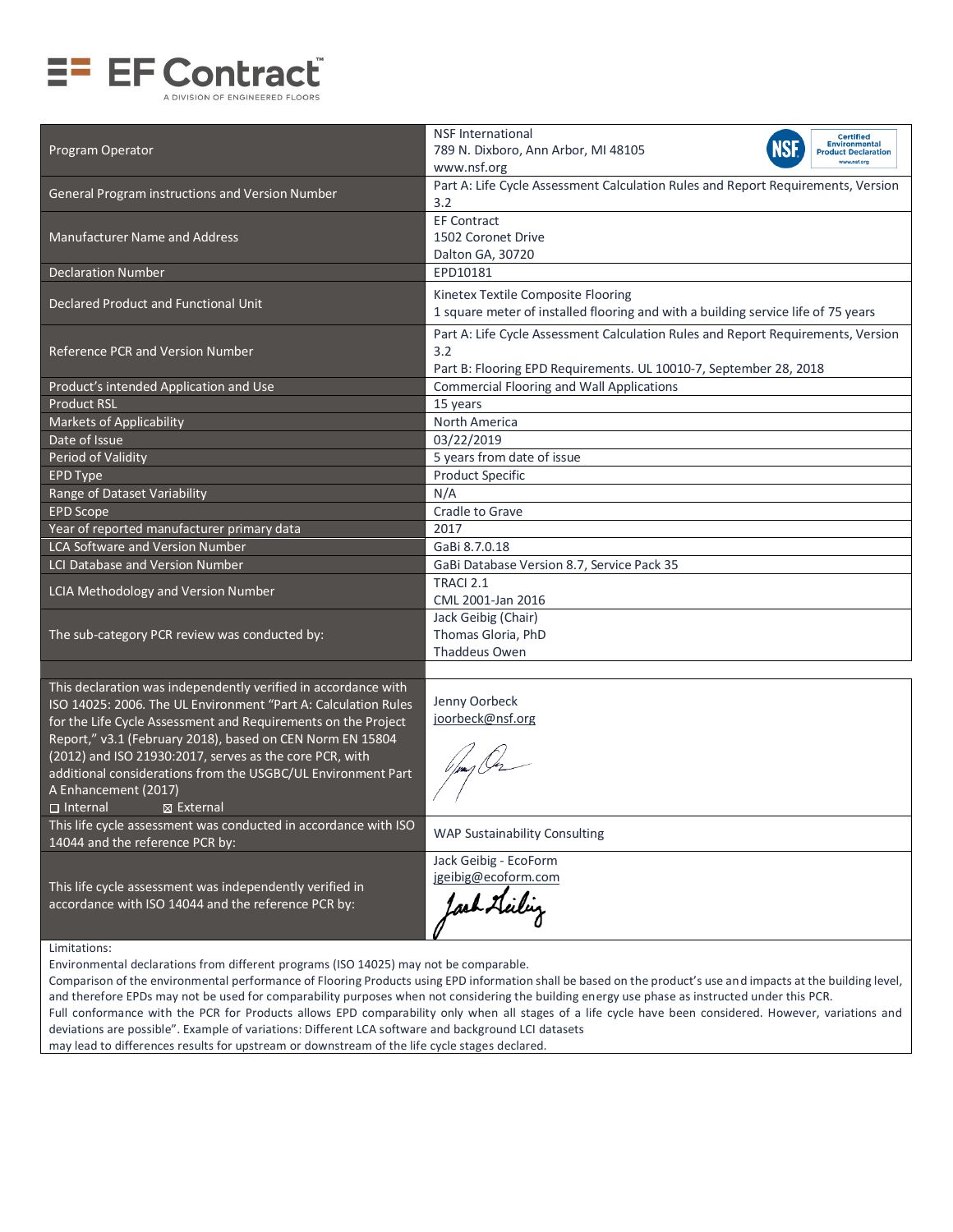EF Contract
A DIVISION OF ENGINEERED FLOORS

| | |
|---|---|
| Program Operator | NSF International<br>789 N. Dixboro, Ann Arbor, MI 48105<br>www.nsf.org |
| General Program instructions and Version Number | Part A: Life Cycle Assessment Calculation Rules and Report Requirements, Version 3.2 |
| Manufacturer Name and Address | EF Contract<br>1502 Coronet Drive<br>Dalton GA, 30720 |
| Declaration Number | EPD10181 |
| Declared Product and Functional Unit | Kinetex Textile Composite Flooring<br>1 square meter of installed flooring and with a building service life of 75 years |
| Reference PCR and Version Number | Part A: Life Cycle Assessment Calculation Rules and Report Requirements, Version 3.2<br>Part B: Flooring EPD Requirements. UL 10010-7, September 28, 2018 |
| Product's intended Application and Use | Commercial Flooring and Wall Applications |
| Product RSL | 15 years |
| Markets of Applicability | North America |
| Date of Issue | 03/22/2019 |
| Period of Validity | 5 years from date of issue |
| EPD Type | Product Specific |
| Range of Dataset Variability | N/A |
| EPD Scope | Cradle to Grave |
| Year of reported manufacturer primary data | 2017 |
| LCA Software and Version Number | GaBi 8.7.0.18 |
| LCI Database and Version Number | GaBi Database Version 8.7, Service Pack 35 |
| LCIA Methodology and Version Number | TRACI 2.1<br>CML 2001-Jan 2016 |
| The sub-category PCR review was conducted by: | Jack Geibig (Chair)<br>Thomas Gloria, PhD<br>Thaddeus Owen |

| | |
|---|---|
| This declaration was independently verified in accordance with ISO 14025: 2006. The UL Environment "Part A: Calculation Rules for the Life Cycle Assessment and Requirements on the Project Report," v3.1 (February 2018), based on CEN Norm EN 15804 (2012) and ISO 21930:2017, serves as the core PCR, with additional considerations from the USGBC/UL Environment Part A Enhancement (2017)<br>☐ Internal ☒ External | Jenny Oorbeck<br>joorbeck@nsf.org |
| This life cycle assessment was conducted in accordance with ISO 14044 and the reference PCR by: | WAP Sustainability Consulting |
| This life cycle assessment was independently verified in accordance with ISO 14044 and the reference PCR by: | Jack Geibig - EcoForm<br>jgeibig@ecoform.com |

Limitations:
Environmental declarations from different programs (ISO 14025) may not be comparable.
Comparison of the environmental performance of Flooring Products using EPD information shall be based on the product's use and impacts at the building level, and therefore EPDs may not be used for comparability purposes when not considering the building energy use phase as instructed under this PCR.
Full conformance with the PCR for Products allows EPD comparability only when all stages of a life cycle have been considered. However, variations and deviations are possible". Example of variations: Different LCA software and background LCI datasets may lead to differences results for upstream or downstream of the life cycle stages declared.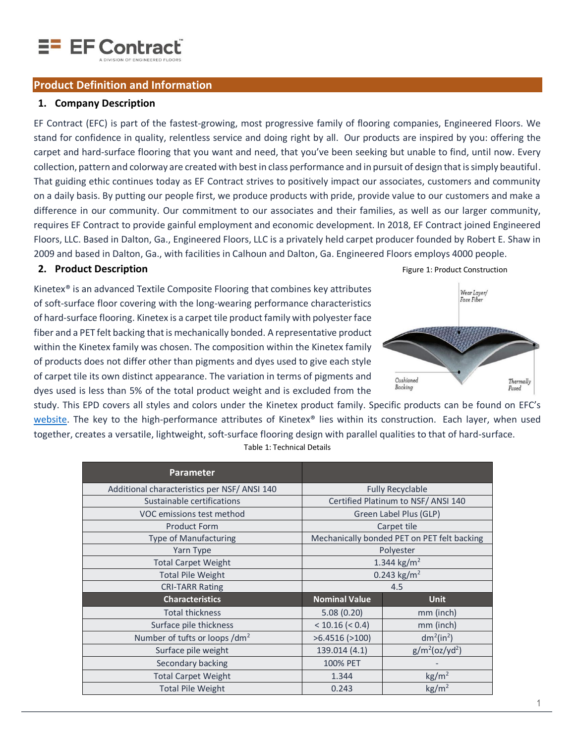## Product Definition and Information

### 1. Company Description

EF Contract (EFC) is part of the fastest-growing, most progressive family of flooring companies, Engineered Floors. We stand for confidence in quality, relentless service and doing right by all. Our products are inspired by you: offering the carpet and hard-surface flooring that you want and need, that you've been seeking but unable to find, until now. Every collection, pattern and colorway are created with best in class performance and in pursuit of design that is simply beautiful. That guiding ethic continues today as EF Contract strives to positively impact our associates, customers and community on a daily basis. By putting our people first, we produce products with pride, provide value to our customers and make a difference in our community. Our commitment to our associates and their families, as well as our larger community, requires EF Contract to provide gainful employment and economic development. In 2018, EF Contract joined Engineered Floors, LLC. Based in Dalton, Ga., Engineered Floors, LLC is a privately held carpet producer founded by Robert E. Shaw in 2009 and based in Dalton, Ga., with facilities in Calhoun and Dalton, Ga. Engineered Floors employs 4000 people.

### 2. Product Description

Figure 1: Product Construction

Kinetex® is an advanced Textile Composite Flooring that combines key attributes of soft-surface floor covering with the long-wearing performance characteristics of hard-surface flooring. Kinetex is a carpet tile product family with polyester face fiber and a PET felt backing that is mechanically bonded. A representative product within the Kinetex family was chosen. The composition within the Kinetex family of products does not differ other than pigments and dyes used to give each style of carpet tile its own distinct appearance. The variation in terms of pigments and dyes used is less than 5% of the total product weight and is excluded from the study. This EPD covers all styles and colors under the Kinetex product family. Specific products can be found on EFC's website. The key to the high-performance attributes of Kinetex® lies within its construction. Each layer, when used together, creates a versatile, lightweight, soft-surface flooring design with parallel qualities to that of hard-surface.

Table 1: Technical Details

| Parameter | | |
|---|---|---|
| Additional characteristics per NSF/ ANSI 140 | Fully Recyclable | |
| Sustainable certifications | Certified Platinum to NSF/ ANSI 140 | |
| VOC emissions test method | Green Label Plus (GLP) | |
| Product Form | Carpet tile | |
| Type of Manufacturing | Mechanically bonded PET on PET felt backing | |
| Yarn Type | Polyester | |
| Total Carpet Weight | 1.344 kg/m$^2$ | |
| Total Pile Weight | 0.243 kg/m$^2$ | |
| CRI-TARR Rating | 4.5 | |
| **Characteristics** | **Nominal Value** | **Unit** |
| Total thickness | 5.08 (0.20) | mm (inch) |
| Surface pile thickness | < 10.16 (< 0.4) | mm (inch) |
| Number of tufts or loops /dm$^2$ | >6.4516 (>100) | dm$^2$(in$^2$) |
| Surface pile weight | 139.014 (4.1) | g/m$^2$(oz/yd$^2$) |
| Secondary backing | 100% PET | - |
| Total Carpet Weight | 1.344 | kg/m$^2$ |
| Total Pile Weight | 0.243 | kg/m$^2$ |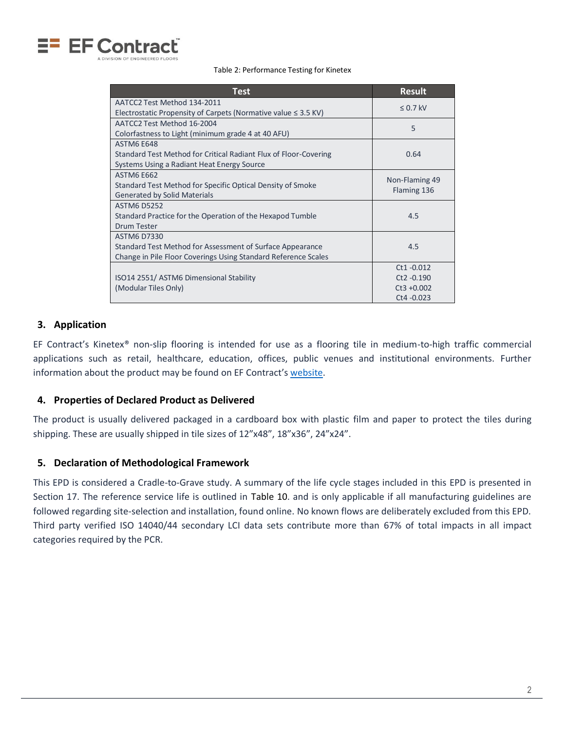Table 2: Performance Testing for Kinetex

| Test | Result |
|---|---|
| AATCC2 Test Method 134-2011 Electrostatic Propensity of Carpets (Normative value ≤ 3.5 KV) | ≤ 0.7 kV |
| AATCC2 Test Method 16-2004 Colorfastness to Light (minimum grade 4 at 40 AFU) | 5 |
| ASTM6 E648 Standard Test Method for Critical Radiant Flux of Floor-Covering Systems Using a Radiant Heat Energy Source | 0.64 |
| ASTM6 E662 Standard Test Method for Specific Optical Density of Smoke Generated by Solid Materials | Non-Flaming 49 Flaming 136 |
| ASTM6 D5252 Standard Practice for the Operation of the Hexapod Tumble Drum Tester | 4.5 |
| ASTM6 D7330 Standard Test Method for Assessment of Surface Appearance Change in Pile Floor Coverings Using Standard Reference Scales | 4.5 |
| ISO14 2551/ ASTM6 Dimensional Stability (Modular Tiles Only) | Ct1 -0.012 Ct2 -0.190 Ct3 +0.002 Ct4 -0.023 |

## 3. Application

EF Contract's Kinetex® non-slip flooring is intended for use as a flooring tile in medium-to-high traffic commercial applications such as retail, healthcare, education, offices, public venues and institutional environments. Further information about the product may be found on EF Contract's website.

## 4. Properties of Declared Product as Delivered

The product is usually delivered packaged in a cardboard box with plastic film and paper to protect the tiles during shipping. These are usually shipped in tile sizes of 12"x48", 18"x36", 24"x24".

## 5. Declaration of Methodological Framework

This EPD is considered a Cradle-to-Grave study. A summary of the life cycle stages included in this EPD is presented in Section 17. The reference service life is outlined in Table 10. and is only applicable if all manufacturing guidelines are followed regarding site-selection and installation, found online. No known flows are deliberately excluded from this EPD. Third party verified ISO 14040/44 secondary LCI data sets contribute more than 67% of total impacts in all impact categories required by the PCR.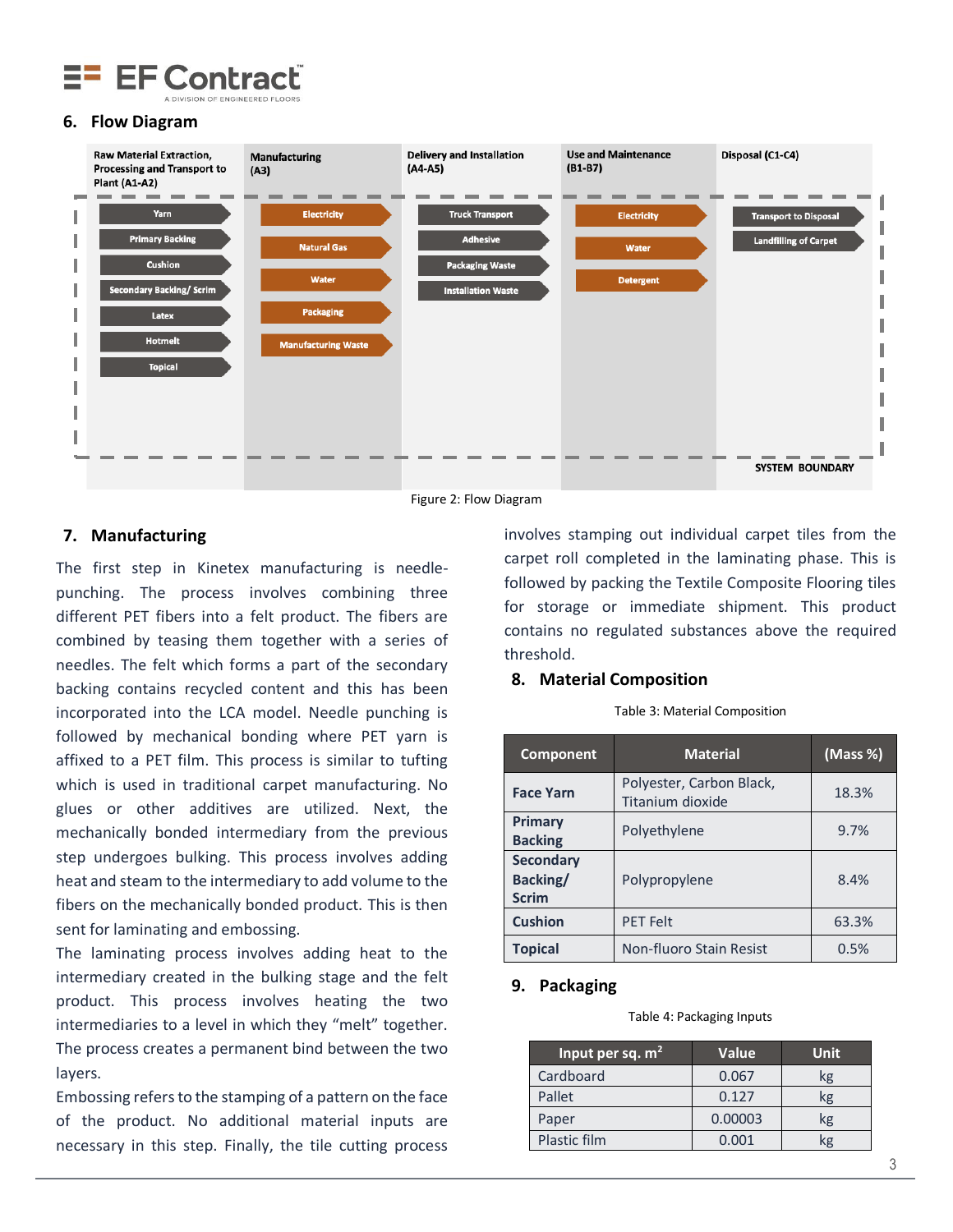## 6. Flow Diagram

| Raw Material Extraction, Processing and Transport to Plant (A1-A2) | Manufacturing (A3) | Delivery and Installation (A4-A5) | Use and Maintenance (B1-B7) | Disposal (C1-C4) |
|---|---|---|---|---|
| Yarn | Electricity | Truck Transport | Electricity | Transport to Disposal |
| Primary Backing | Natural Gas | Adhesive | Water | Landfilling of Carpet |
| Cushion | Water | Packaging Waste | Detergent | |
| Secondary Backing/ Scrim | Packaging | Installation Waste | | |
| Latex | Manufacturing Waste | | | |
| Hotmelt | | | | |
| Topical | | | | |

SYSTEM BOUNDARY

Figure 2: Flow Diagram

## 7. Manufacturing

The first step in Kinetex manufacturing is needle-punching. The process involves combining three different PET fibers into a felt product. The fibers are combined by teasing them together with a series of needles. The felt which forms a part of the secondary backing contains recycled content and this has been incorporated into the LCA model. Needle punching is followed by mechanical bonding where PET yarn is affixed to a PET film. This process is similar to tufting which is used in traditional carpet manufacturing. No glues or other additives are utilized. Next, the mechanically bonded intermediary from the previous step undergoes bulking. This process involves adding heat and steam to the intermediary to add volume to the fibers on the mechanically bonded product. This is then sent for laminating and embossing.

The laminating process involves adding heat to the intermediary created in the bulking stage and the felt product. This process involves heating the two intermediaries to a level in which they "melt" together. The process creates a permanent bind between the two layers.

Embossing refers to the stamping of a pattern on the face of the product. No additional material inputs are necessary in this step. Finally, the tile cutting process involves stamping out individual carpet tiles from the carpet roll completed in the laminating phase. This is followed by packing the Textile Composite Flooring tiles for storage or immediate shipment. This product contains no regulated substances above the required threshold.

## 8. Material Composition

Table 3: Material Composition

| Component | Material | (Mass %) |
|---|---|---|
| **Face Yarn** | Polyester, Carbon Black, Titanium dioxide | 18.3% |
| **Primary Backing** | Polyethylene | 9.7% |
| **Secondary Backing/ Scrim** | Polypropylene | 8.4% |
| **Cushion** | PET Felt | 63.3% |
| **Topical** | Non-fluoro Stain Resist | 0.5% |

## 9. Packaging

Table 4: Packaging Inputs

| Input per sq. $m^2$ | Value | Unit |
|---|---|---|
| Cardboard | 0.067 | kg |
| Pallet | 0.127 | kg |
| Paper | 0.00003 | kg |
| Plastic film | 0.001 | kg |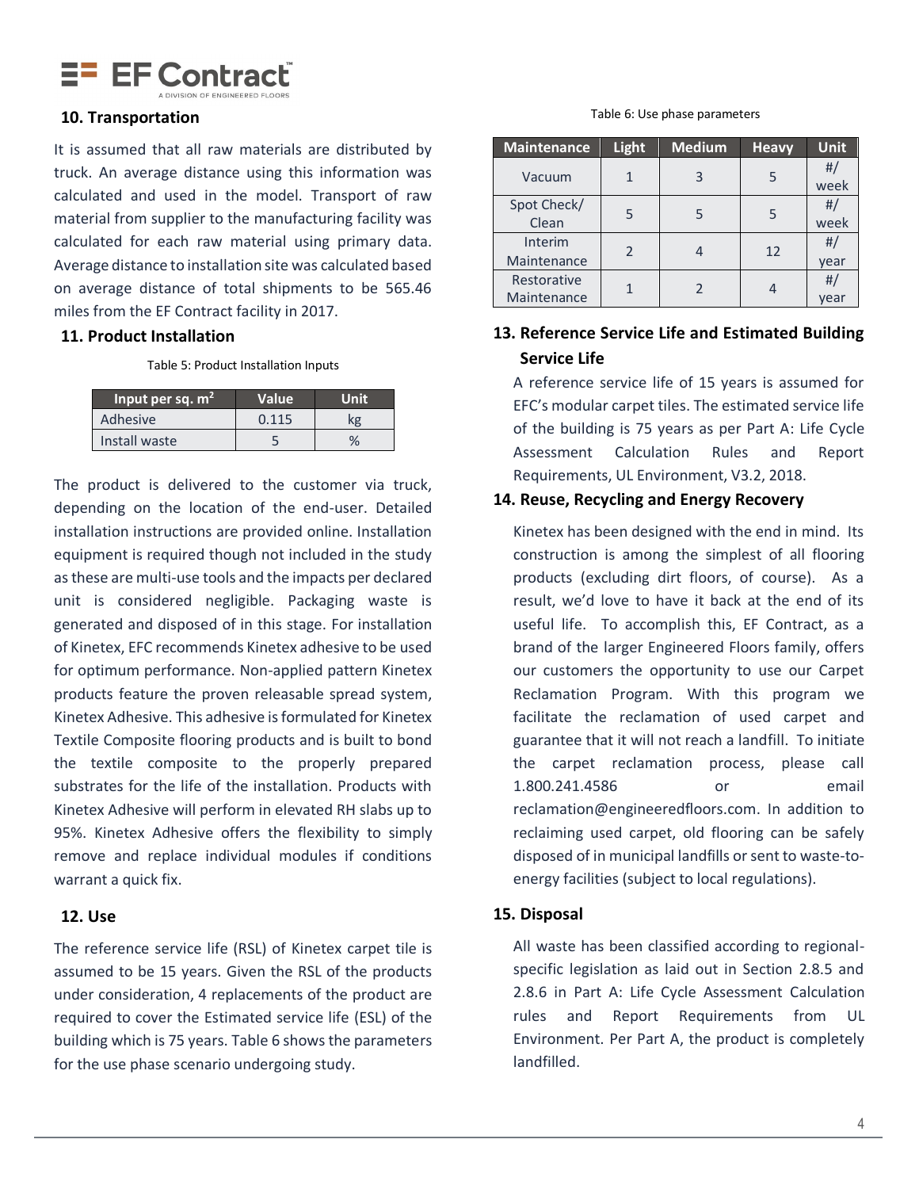## 10. Transportation

It is assumed that all raw materials are distributed by truck. An average distance using this information was calculated and used in the model. Transport of raw material from supplier to the manufacturing facility was calculated for each raw material using primary data. Average distance to installation site was calculated based on average distance of total shipments to be 565.46 miles from the EF Contract facility in 2017.

## 11. Product Installation

Table 5: Product Installation Inputs

| Input per sq. m$^2$ | Value | Unit |
|---|---|---|
| Adhesive | 0.115 | kg |
| Install waste | 5 | % |

The product is delivered to the customer via truck, depending on the location of the end-user. Detailed installation instructions are provided online. Installation equipment is required though not included in the study as these are multi-use tools and the impacts per declared unit is considered negligible. Packaging waste is generated and disposed of in this stage. For installation of Kinetex, EFC recommends Kinetex adhesive to be used for optimum performance. Non-applied pattern Kinetex products feature the proven releasable spread system, Kinetex Adhesive. This adhesive is formulated for Kinetex Textile Composite flooring products and is built to bond the textile composite to the properly prepared substrates for the life of the installation. Products with Kinetex Adhesive will perform in elevated RH slabs up to 95%. Kinetex Adhesive offers the flexibility to simply remove and replace individual modules if conditions warrant a quick fix.

## 12. Use

The reference service life (RSL) of Kinetex carpet tile is assumed to be 15 years. Given the RSL of the products under consideration, 4 replacements of the product are required to cover the Estimated service life (ESL) of the building which is 75 years. Table 6 shows the parameters for the use phase scenario undergoing study.

Table 6: Use phase parameters

| Maintenance | Light | Medium | Heavy | Unit |
|---|---|---|---|---|
| Vacuum | 1 | 3 | 5 | #/ week |
| Spot Check/ Clean | 5 | 5 | 5 | #/ week |
| Interim Maintenance | 2 | 4 | 12 | #/ year |
| Restorative Maintenance | 1 | 2 | 4 | #/ year |

## 13. Reference Service Life and Estimated Building Service Life

A reference service life of 15 years is assumed for EFC's modular carpet tiles. The estimated service life of the building is 75 years as per Part A: Life Cycle Assessment Calculation Rules and Report Requirements, UL Environment, V3.2, 2018.

## 14. Reuse, Recycling and Energy Recovery

Kinetex has been designed with the end in mind. Its construction is among the simplest of all flooring products (excluding dirt floors, of course). As a result, we'd love to have it back at the end of its useful life. To accomplish this, EF Contract, as a brand of the larger Engineered Floors family, offers our customers the opportunity to use our Carpet Reclamation Program. With this program we facilitate the reclamation of used carpet and guarantee that it will not reach a landfill. To initiate the carpet reclamation process, please call 1.800.241.4586 or email reclamation@engineeredfloors.com. In addition to reclaiming used carpet, old flooring can be safely disposed of in municipal landfills or sent to waste-to-energy facilities (subject to local regulations).

## 15. Disposal

All waste has been classified according to regional-specific legislation as laid out in Section 2.8.5 and 2.8.6 in Part A: Life Cycle Assessment Calculation rules and Report Requirements from UL Environment. Per Part A, the product is completely landfilled.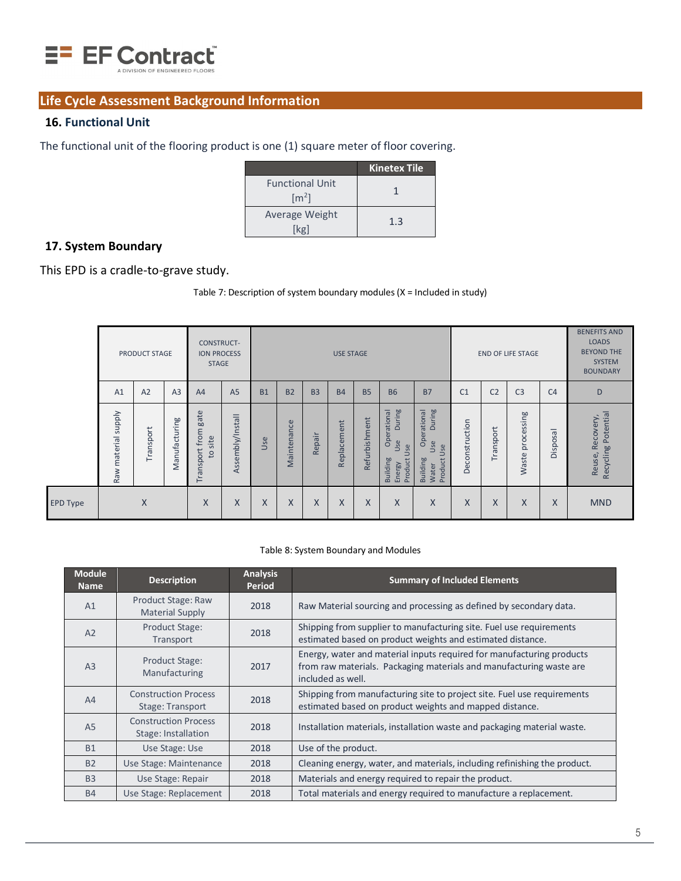## Life Cycle Assessment Background Information

### 16. Functional Unit

The functional unit of the flooring product is one (1) square meter of floor covering.

| | Kinetex Tile |
|---|---|
| Functional Unit [$m^2$] | 1 |
| Average Weight [kg] | 1.3 |

### 17. System Boundary

This EPD is a cradle-to-grave study.

Table 7: Description of system boundary modules (X = Included in study)

| | PRODUCT STAGE | | | CONSTRUCTION PROCESS STAGE | | USE STAGE | | | | | | | END OF LIFE STAGE | | | | BENEFITS AND LOADS BEYOND THE SYSTEM BOUNDARY |
|---|---|---|---|---|---|---|---|---|---|---|---|---|---|---|---|---|---|
| | A1 | A2 | A3 | A4 | A5 | B1 | B2 | B3 | B4 | B5 | B6 | B7 | C1 | C2 | C3 | C4 | D |
| | Raw material supply | Transport | Manufacturing | Transport from gate to site | Assembly/Install | Use | Maintenance | Repair | Replacement | Refurbishment | Building Operational Energy Use During Product Use | Building Operational Water Use During Product Use | Deconstruction | Transport | Waste processing | Disposal | Reuse, Recovery, Recycling Potential |
| EPD Type | X | | | X | X | X | X | X | X | X | X | X | X | X | X | X | MND |

Table 8: System Boundary and Modules

| Module Name | Description | Analysis Period | Summary of Included Elements |
|---|---|---|---|
| A1 | Product Stage: Raw Material Supply | 2018 | Raw Material sourcing and processing as defined by secondary data. |
| A2 | Product Stage: Transport | 2018 | Shipping from supplier to manufacturing site. Fuel use requirements estimated based on product weights and estimated distance. |
| A3 | Product Stage: Manufacturing | 2017 | Energy, water and material inputs required for manufacturing products from raw materials. Packaging materials and manufacturing waste are included as well. |
| A4 | Construction Process Stage: Transport | 2018 | Shipping from manufacturing site to project site. Fuel use requirements estimated based on product weights and mapped distance. |
| A5 | Construction Process Stage: Installation | 2018 | Installation materials, installation waste and packaging material waste. |
| B1 | Use Stage: Use | 2018 | Use of the product. |
| B2 | Use Stage: Maintenance | 2018 | Cleaning energy, water, and materials, including refinishing the product. |
| B3 | Use Stage: Repair | 2018 | Materials and energy required to repair the product. |
| B4 | Use Stage: Replacement | 2018 | Total materials and energy required to manufacture a replacement. |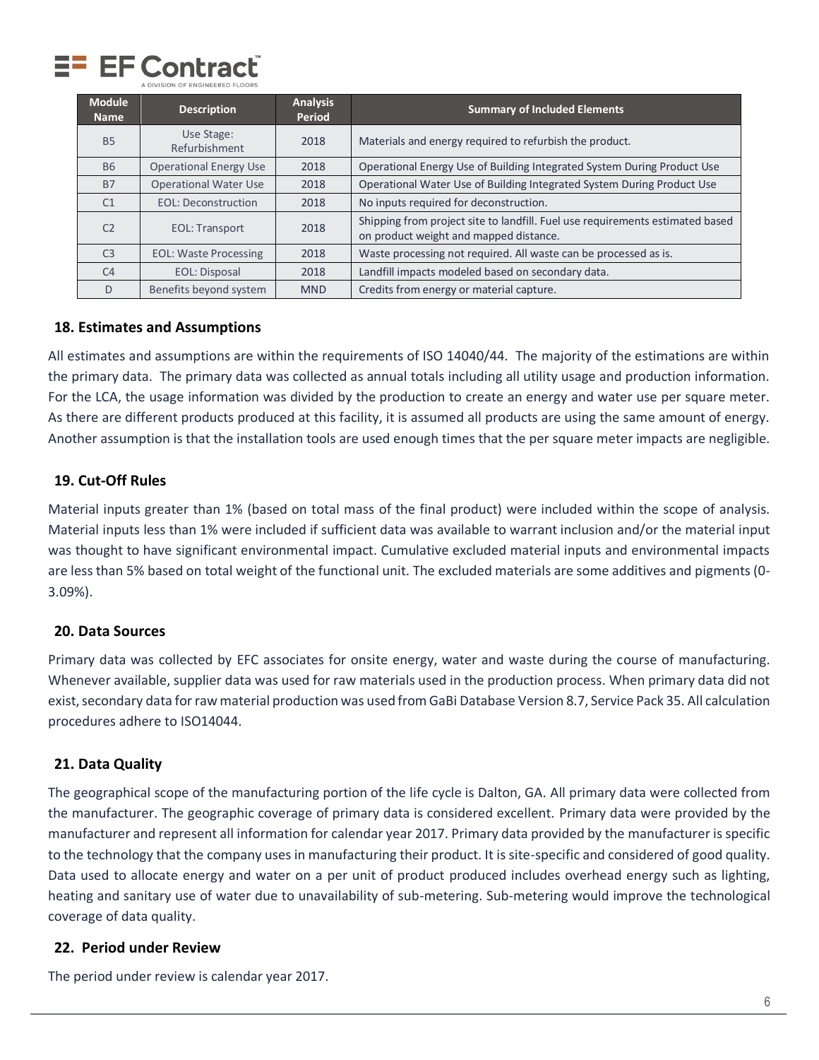| Module Name | Description | Analysis Period | Summary of Included Elements |
|---|---|---|---|
| B5 | Use Stage: Refurbishment | 2018 | Materials and energy required to refurbish the product. |
| B6 | Operational Energy Use | 2018 | Operational Energy Use of Building Integrated System During Product Use |
| B7 | Operational Water Use | 2018 | Operational Water Use of Building Integrated System During Product Use |
| C1 | EOL: Deconstruction | 2018 | No inputs required for deconstruction. |
| C2 | EOL: Transport | 2018 | Shipping from project site to landfill. Fuel use requirements estimated based on product weight and mapped distance. |
| C3 | EOL: Waste Processing | 2018 | Waste processing not required. All waste can be processed as is. |
| C4 | EOL: Disposal | 2018 | Landfill impacts modeled based on secondary data. |
| D | Benefits beyond system | MND | Credits from energy or material capture. |

## 18. Estimates and Assumptions

All estimates and assumptions are within the requirements of ISO 14040/44. The majority of the estimations are within the primary data. The primary data was collected as annual totals including all utility usage and production information. For the LCA, the usage information was divided by the production to create an energy and water use per square meter. As there are different products produced at this facility, it is assumed all products are using the same amount of energy. Another assumption is that the installation tools are used enough times that the per square meter impacts are negligible.

## 19. Cut-Off Rules

Material inputs greater than 1% (based on total mass of the final product) were included within the scope of analysis. Material inputs less than 1% were included if sufficient data was available to warrant inclusion and/or the material input was thought to have significant environmental impact. Cumulative excluded material inputs and environmental impacts are less than 5% based on total weight of the functional unit. The excluded materials are some additives and pigments (0-3.09%).

## 20. Data Sources

Primary data was collected by EFC associates for onsite energy, water and waste during the course of manufacturing. Whenever available, supplier data was used for raw materials used in the production process. When primary data did not exist, secondary data for raw material production was used from GaBi Database Version 8.7, Service Pack 35. All calculation procedures adhere to ISO14044.

## 21. Data Quality

The geographical scope of the manufacturing portion of the life cycle is Dalton, GA. All primary data were collected from the manufacturer. The geographic coverage of primary data is considered excellent. Primary data were provided by the manufacturer and represent all information for calendar year 2017. Primary data provided by the manufacturer is specific to the technology that the company uses in manufacturing their product. It is site-specific and considered of good quality. Data used to allocate energy and water on a per unit of product produced includes overhead energy such as lighting, heating and sanitary use of water due to unavailability of sub-metering. Sub-metering would improve the technological coverage of data quality.

## 22. Period under Review

The period under review is calendar year 2017.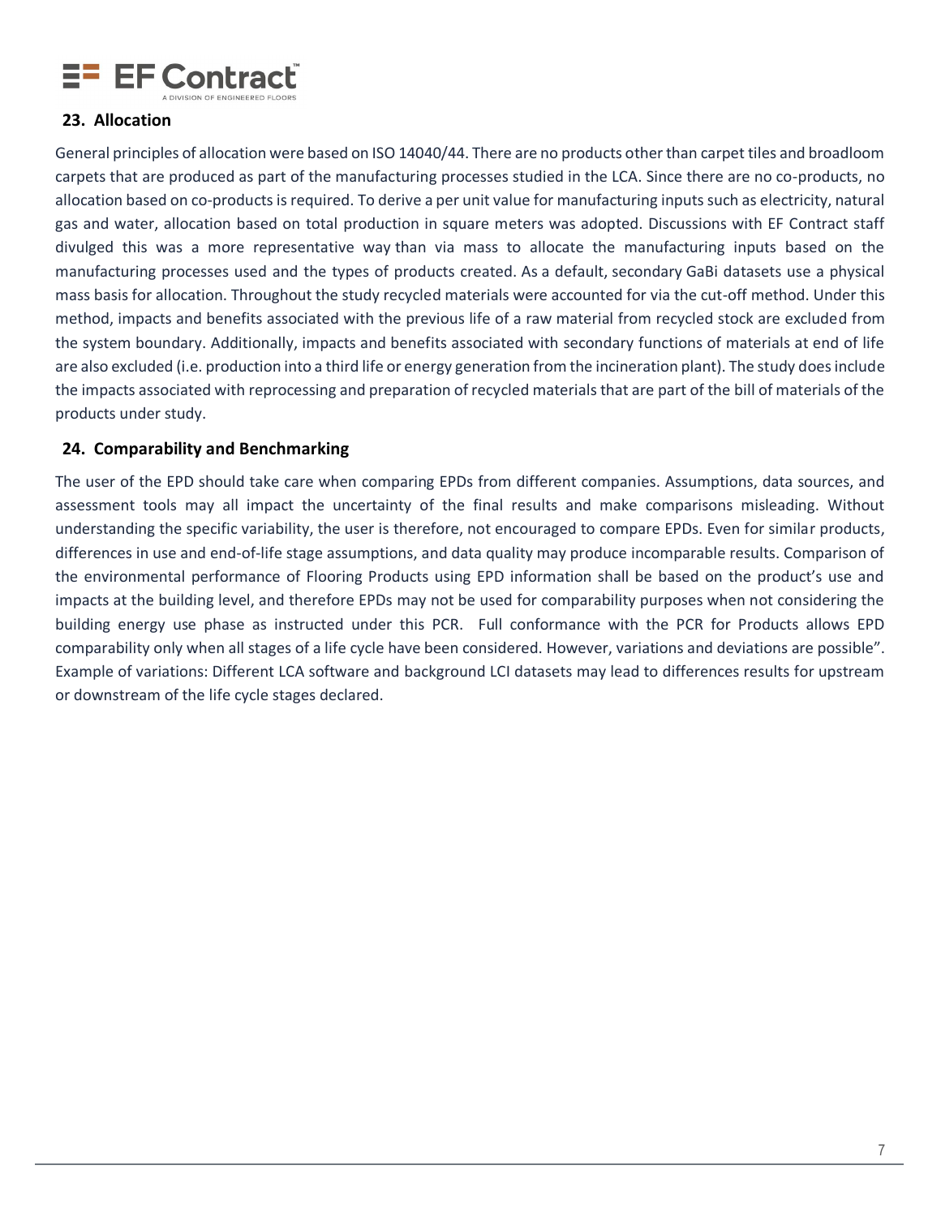## 23. Allocation

General principles of allocation were based on ISO 14040/44. There are no products other than carpet tiles and broadloom carpets that are produced as part of the manufacturing processes studied in the LCA. Since there are no co-products, no allocation based on co-products is required. To derive a per unit value for manufacturing inputs such as electricity, natural gas and water, allocation based on total production in square meters was adopted. Discussions with EF Contract staff divulged this was a more representative way than via mass to allocate the manufacturing inputs based on the manufacturing processes used and the types of products created. As a default, secondary GaBi datasets use a physical mass basis for allocation. Throughout the study recycled materials were accounted for via the cut-off method. Under this method, impacts and benefits associated with the previous life of a raw material from recycled stock are excluded from the system boundary. Additionally, impacts and benefits associated with secondary functions of materials at end of life are also excluded (i.e. production into a third life or energy generation from the incineration plant). The study does include the impacts associated with reprocessing and preparation of recycled materials that are part of the bill of materials of the products under study.

## 24. Comparability and Benchmarking

The user of the EPD should take care when comparing EPDs from different companies. Assumptions, data sources, and assessment tools may all impact the uncertainty of the final results and make comparisons misleading. Without understanding the specific variability, the user is therefore, not encouraged to compare EPDs. Even for similar products, differences in use and end-of-life stage assumptions, and data quality may produce incomparable results. Comparison of the environmental performance of Flooring Products using EPD information shall be based on the product's use and impacts at the building level, and therefore EPDs may not be used for comparability purposes when not considering the building energy use phase as instructed under this PCR. Full conformance with the PCR for Products allows EPD comparability only when all stages of a life cycle have been considered. However, variations and deviations are possible". Example of variations: Different LCA software and background LCI datasets may lead to differences results for upstream or downstream of the life cycle stages declared.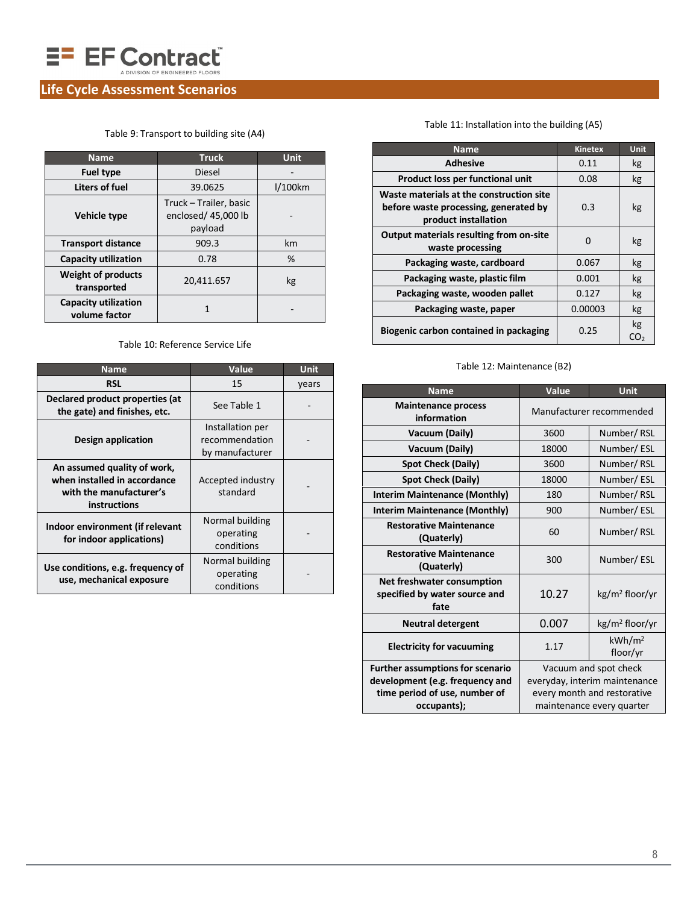## Life Cycle Assessment Scenarios

Table 9: Transport to building site (A4)

| Name | Truck | Unit |
|---|---|---|
| Fuel type | Diesel | - |
| Liters of fuel | 39.0625 | l/100km |
| Vehicle type | Truck – Trailer, basic enclosed/ 45,000 lb payload | - |
| Transport distance | 909.3 | km |
| Capacity utilization | 0.78 | % |
| Weight of products transported | 20,411.657 | kg |
| Capacity utilization volume factor | 1 | - |

Table 10: Reference Service Life

| Name | Value | Unit |
|---|---|---|
| RSL | 15 | years |
| Declared product properties (at the gate) and finishes, etc. | See Table 1 | - |
| Design application | Installation per recommendation by manufacturer | - |
| An assumed quality of work, when installed in accordance with the manufacturer's instructions | Accepted industry standard | - |
| Indoor environment (if relevant for indoor applications) | Normal building operating conditions | - |
| Use conditions, e.g. frequency of use, mechanical exposure | Normal building operating conditions | - |

Table 11: Installation into the building (A5)

| Name | Kinetex | Unit |
|---|---|---|
| Adhesive | 0.11 | kg |
| Product loss per functional unit | 0.08 | kg |
| Waste materials at the construction site before waste processing, generated by product installation | 0.3 | kg |
| Output materials resulting from on-site waste processing | 0 | kg |
| Packaging waste, cardboard | 0.067 | kg |
| Packaging waste, plastic film | 0.001 | kg |
| Packaging waste, wooden pallet | 0.127 | kg |
| Packaging waste, paper | 0.00003 | kg |
| Biogenic carbon contained in packaging | 0.25 | kg $CO_2$ |

Table 12: Maintenance (B2)

| Name | Value | Unit |
|---|---|---|
| Maintenance process information | Manufacturer recommended | |
| Vacuum (Daily) | 3600 | Number/ RSL |
| Vacuum (Daily) | 18000 | Number/ ESL |
| Spot Check (Daily) | 3600 | Number/ RSL |
| Spot Check (Daily) | 18000 | Number/ ESL |
| Interim Maintenance (Monthly) | 180 | Number/ RSL |
| Interim Maintenance (Monthly) | 900 | Number/ ESL |
| Restorative Maintenance (Quaterly) | 60 | Number/ RSL |
| Restorative Maintenance (Quaterly) | 300 | Number/ ESL |
| Net freshwater consumption specified by water source and fate | 10.27 | kg/m² floor/yr |
| Neutral detergent | 0.007 | kg/m² floor/yr |
| Electricity for vacuuming | 1.17 | kWh/m² floor/yr |
| Further assumptions for scenario development (e.g. frequency and time period of use, number of occupants); | Vacuum and spot check everyday, interim maintenance every month and restorative maintenance every quarter | |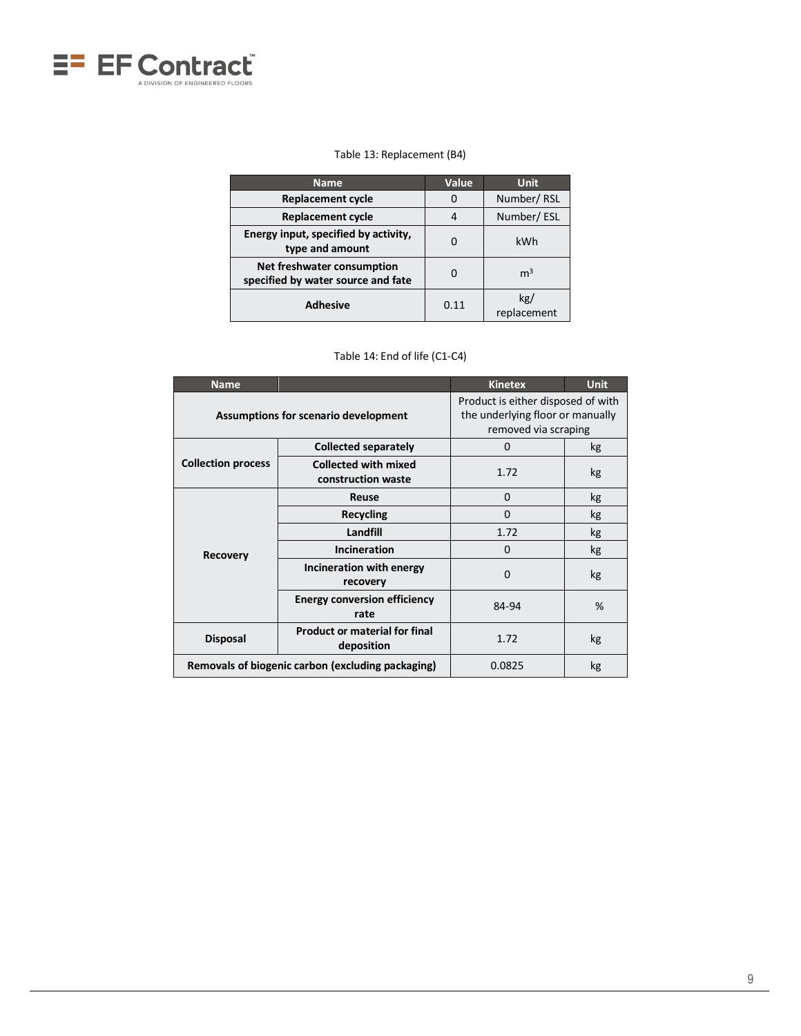Table 13: Replacement (B4)

| Name | Value | Unit |
|---|---|---|
| **Replacement cycle** | 0 | Number/ RSL |
| **Replacement cycle** | 4 | Number/ ESL |
| **Energy input, specified by activity, type and amount** | 0 | kWh |
| **Net freshwater consumption specified by water source and fate** | 0 | $m^3$ |
| **Adhesive** | 0.11 | kg/ replacement |

Table 14: End of life (C1-C4)

| Name | | Kinetex | Unit |
|---|---|---|---|
| **Assumptions for scenario development** | | Product is either disposed of with the underlying floor or manually removed via scraping | |
| **Collection process** | **Collected separately** | 0 | kg |
| | **Collected with mixed construction waste** | 1.72 | kg |
| **Recovery** | **Reuse** | 0 | kg |
| | **Recycling** | 0 | kg |
| | **Landfill** | 1.72 | kg |
| | **Incineration** | 0 | kg |
| | **Incineration with energy recovery** | 0 | kg |
| | **Energy conversion efficiency rate** | 84-94 | % |
| **Disposal** | **Product or material for final deposition** | 1.72 | kg |
| **Removals of biogenic carbon (excluding packaging)** | | 0.0825 | kg |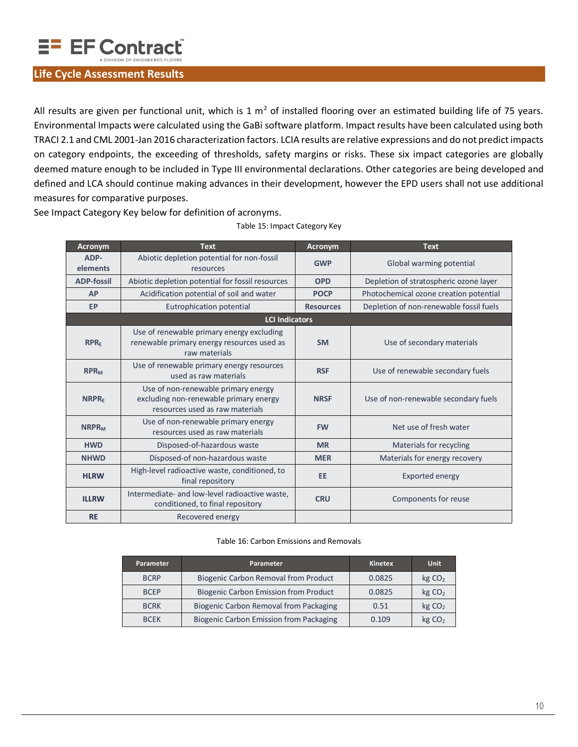## Life Cycle Assessment Results

All results are given per functional unit, which is 1 $m^2$ of installed flooring over an estimated building life of 75 years. Environmental Impacts were calculated using the GaBi software platform. Impact results have been calculated using both TRACI 2.1 and CML 2001-Jan 2016 characterization factors. LCIA results are relative expressions and do not predict impacts on category endpoints, the exceeding of thresholds, safety margins or risks. These six impact categories are globally deemed mature enough to be included in Type III environmental declarations. Other categories are being developed and defined and LCA should continue making advances in their development, however the EPD users shall not use additional measures for comparative purposes.

See Impact Category Key below for definition of acronyms.

Table 15: Impact Category Key

| Acronym | Text | Acronym | Text |
|---|---|---|---|
| ADP-elements | Abiotic depletion potential for non-fossil resources | GWP | Global warming potential |
| ADP-fossil | Abiotic depletion potential for fossil resources | OPD | Depletion of stratospheric ozone layer |
| AP | Acidification potential of soil and water | POCP | Photochemical ozone creation potential |
| EP | Eutrophication potential | Resources | Depletion of non-renewable fossil fuels |
| **LCI Indicators** | | | |
| $RPR_E$ | Use of renewable primary energy excluding renewable primary energy resources used as raw materials | SM | Use of secondary materials |
| $RPR_M$ | Use of renewable primary energy resources used as raw materials | RSF | Use of renewable secondary fuels |
| $NRPR_E$ | Use of non-renewable primary energy excluding non-renewable primary energy resources used as raw materials | NRSF | Use of non-renewable secondary fuels |
| $NRPR_M$ | Use of non-renewable primary energy resources used as raw materials | FW | Net use of fresh water |
| HWD | Disposed-of-hazardous waste | MR | Materials for recycling |
| NHWD | Disposed-of non-hazardous waste | MER | Materials for energy recovery |
| HLRW | High-level radioactive waste, conditioned, to final repository | EE | Exported energy |
| ILLRW | Intermediate- and low-level radioactive waste, conditioned, to final repository | CRU | Components for reuse |
| RE | Recovered energy | | |

Table 16: Carbon Emissions and Removals

| Parameter | Parameter | Kinetex | Unit |
|---|---|---|---|
| BCRP | Biogenic Carbon Removal from Product | 0.0825 | kg $CO_2$ |
| BCEP | Biogenic Carbon Emission from Product | 0.0825 | kg $CO_2$ |
| BCRK | Biogenic Carbon Removal from Packaging | 0.51 | kg $CO_2$ |
| BCEK | Biogenic Carbon Emission from Packaging | 0.109 | kg $CO_2$ |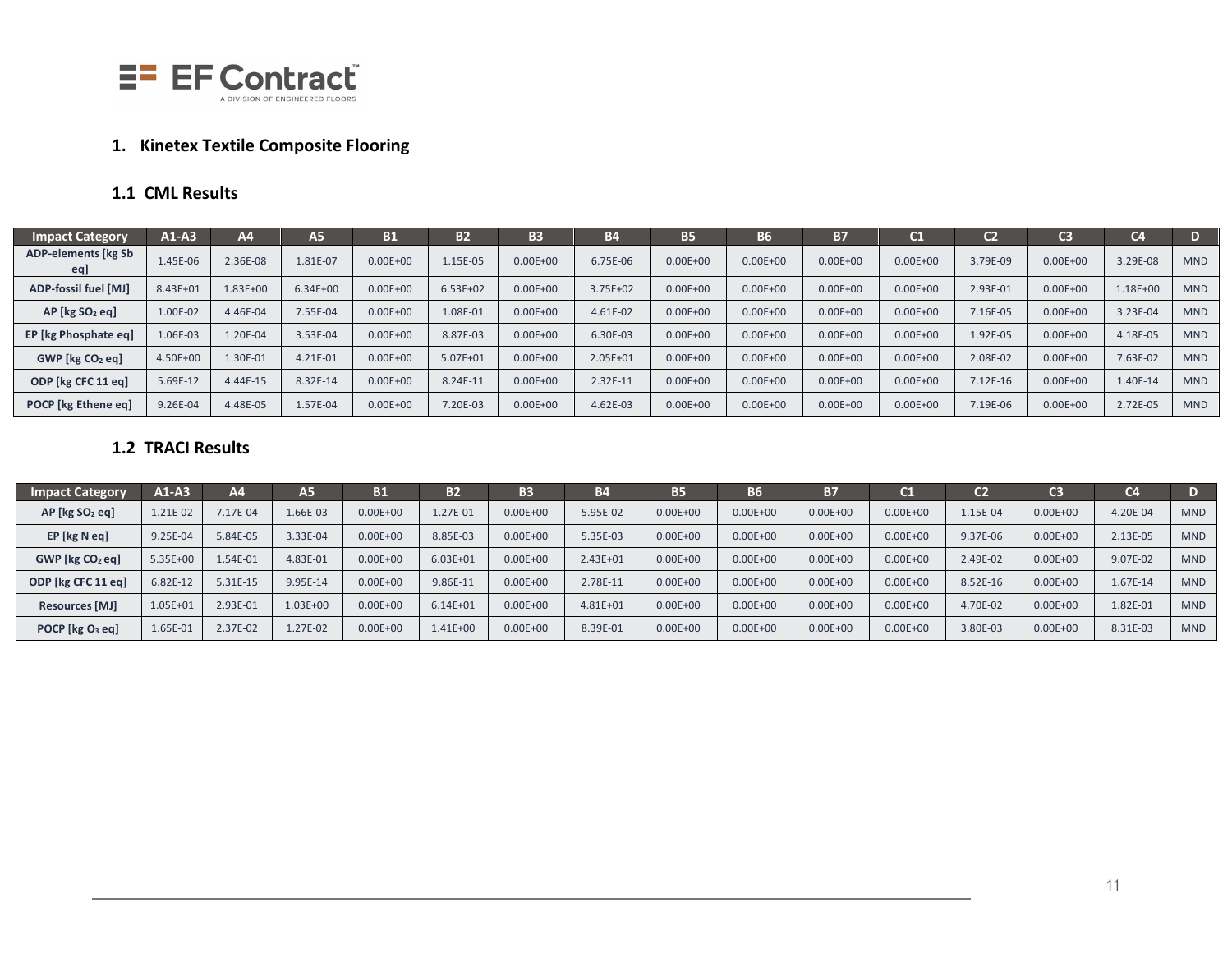## 1. Kinetex Textile Composite Flooring

### 1.1 CML Results

| Impact Category | A1-A3 | A4 | A5 | B1 | B2 | B3 | B4 | B5 | B6 | B7 | C1 | C2 | C3 | C4 | D |
|---|---|---|---|---|---|---|---|---|---|---|---|---|---|---|---|
| ADP-elements [kg Sb eq] | 1.45E-06 | 2.36E-08 | 1.81E-07 | 0.00E+00 | 1.15E-05 | 0.00E+00 | 6.75E-06 | 0.00E+00 | 0.00E+00 | 0.00E+00 | 0.00E+00 | 3.79E-09 | 0.00E+00 | 3.29E-08 | MND |
| ADP-fossil fuel [MJ] | 8.43E+01 | 1.83E+00 | 6.34E+00 | 0.00E+00 | 6.53E+02 | 0.00E+00 | 3.75E+02 | 0.00E+00 | 0.00E+00 | 0.00E+00 | 0.00E+00 | 2.93E-01 | 0.00E+00 | 1.18E+00 | MND |
| AP [kg $SO_2$ eq] | 1.00E-02 | 4.46E-04 | 7.55E-04 | 0.00E+00 | 1.08E-01 | 0.00E+00 | 4.61E-02 | 0.00E+00 | 0.00E+00 | 0.00E+00 | 0.00E+00 | 7.16E-05 | 0.00E+00 | 3.23E-04 | MND |
| EP [kg Phosphate eq] | 1.06E-03 | 1.20E-04 | 3.53E-04 | 0.00E+00 | 8.87E-03 | 0.00E+00 | 6.30E-03 | 0.00E+00 | 0.00E+00 | 0.00E+00 | 0.00E+00 | 1.92E-05 | 0.00E+00 | 4.18E-05 | MND |
| GWP [kg $CO_2$ eq] | 4.50E+00 | 1.30E-01 | 4.21E-01 | 0.00E+00 | 5.07E+01 | 0.00E+00 | 2.05E+01 | 0.00E+00 | 0.00E+00 | 0.00E+00 | 0.00E+00 | 2.08E-02 | 0.00E+00 | 7.63E-02 | MND |
| ODP [kg CFC 11 eq] | 5.69E-12 | 4.44E-15 | 8.32E-14 | 0.00E+00 | 8.24E-11 | 0.00E+00 | 2.32E-11 | 0.00E+00 | 0.00E+00 | 0.00E+00 | 0.00E+00 | 7.12E-16 | 0.00E+00 | 1.40E-14 | MND |
| POCP [kg Ethene eq] | 9.26E-04 | 4.48E-05 | 1.57E-04 | 0.00E+00 | 7.20E-03 | 0.00E+00 | 4.62E-03 | 0.00E+00 | 0.00E+00 | 0.00E+00 | 0.00E+00 | 7.19E-06 | 0.00E+00 | 2.72E-05 | MND |

### 1.2 TRACI Results

| Impact Category | A1-A3 | A4 | A5 | B1 | B2 | B3 | B4 | B5 | B6 | B7 | C1 | C2 | C3 | C4 | D |
|---|---|---|---|---|---|---|---|---|---|---|---|---|---|---|---|
| AP [kg $SO_2$ eq] | 1.21E-02 | 7.17E-04 | 1.66E-03 | 0.00E+00 | 1.27E-01 | 0.00E+00 | 5.95E-02 | 0.00E+00 | 0.00E+00 | 0.00E+00 | 0.00E+00 | 1.15E-04 | 0.00E+00 | 4.20E-04 | MND |
| EP [kg N eq] | 9.25E-04 | 5.84E-05 | 3.33E-04 | 0.00E+00 | 8.85E-03 | 0.00E+00 | 5.35E-03 | 0.00E+00 | 0.00E+00 | 0.00E+00 | 0.00E+00 | 9.37E-06 | 0.00E+00 | 2.13E-05 | MND |
| GWP [kg $CO_2$ eq] | 5.35E+00 | 1.54E-01 | 4.83E-01 | 0.00E+00 | 6.03E+01 | 0.00E+00 | 2.43E+01 | 0.00E+00 | 0.00E+00 | 0.00E+00 | 0.00E+00 | 2.49E-02 | 0.00E+00 | 9.07E-02 | MND |
| ODP [kg CFC 11 eq] | 6.82E-12 | 5.31E-15 | 9.95E-14 | 0.00E+00 | 9.86E-11 | 0.00E+00 | 2.78E-11 | 0.00E+00 | 0.00E+00 | 0.00E+00 | 0.00E+00 | 8.52E-16 | 0.00E+00 | 1.67E-14 | MND |
| Resources [MJ] | 1.05E+01 | 2.93E-01 | 1.03E+00 | 0.00E+00 | 6.14E+01 | 0.00E+00 | 4.81E+01 | 0.00E+00 | 0.00E+00 | 0.00E+00 | 0.00E+00 | 4.70E-02 | 0.00E+00 | 1.82E-01 | MND |
| POCP [kg $O_3$ eq] | 1.65E-01 | 2.37E-02 | 1.27E-02 | 0.00E+00 | 1.41E+00 | 0.00E+00 | 8.39E-01 | 0.00E+00 | 0.00E+00 | 0.00E+00 | 0.00E+00 | 3.80E-03 | 0.00E+00 | 8.31E-03 | MND |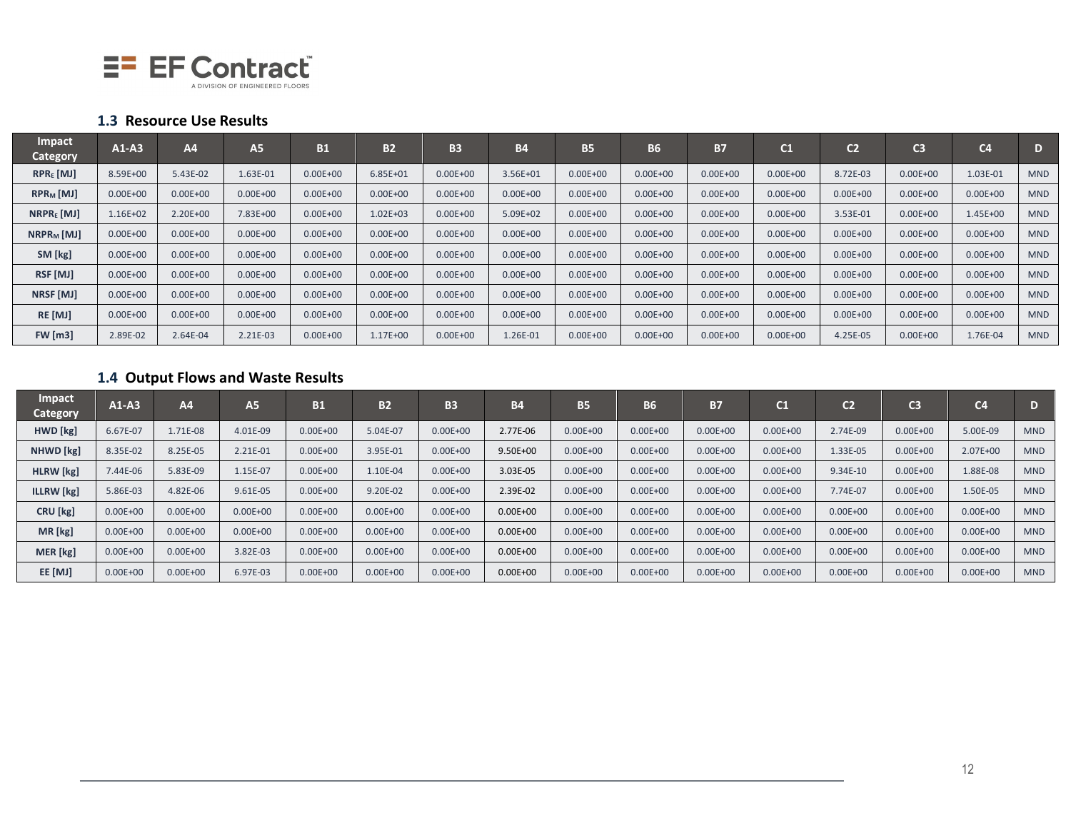### 1.3 Resource Use Results

| Impact Category | A1-A3 | A4 | A5 | B1 | B2 | B3 | B4 | B5 | B6 | B7 | C1 | C2 | C3 | C4 | D |
|---|---|---|---|---|---|---|---|---|---|---|---|---|---|---|---|
| $RPR_E$ [MJ] | 8.59E+00 | 5.43E-02 | 1.63E-01 | 0.00E+00 | 6.85E+01 | 0.00E+00 | 3.56E+01 | 0.00E+00 | 0.00E+00 | 0.00E+00 | 0.00E+00 | 8.72E-03 | 0.00E+00 | 1.03E-01 | MND |
| $RPR_M$ [MJ] | 0.00E+00 | 0.00E+00 | 0.00E+00 | 0.00E+00 | 0.00E+00 | 0.00E+00 | 0.00E+00 | 0.00E+00 | 0.00E+00 | 0.00E+00 | 0.00E+00 | 0.00E+00 | 0.00E+00 | 0.00E+00 | MND |
| $NRPR_E$ [MJ] | 1.16E+02 | 2.20E+00 | 7.83E+00 | 0.00E+00 | 1.02E+03 | 0.00E+00 | 5.09E+02 | 0.00E+00 | 0.00E+00 | 0.00E+00 | 0.00E+00 | 3.53E-01 | 0.00E+00 | 1.45E+00 | MND |
| $NRPR_M$ [MJ] | 0.00E+00 | 0.00E+00 | 0.00E+00 | 0.00E+00 | 0.00E+00 | 0.00E+00 | 0.00E+00 | 0.00E+00 | 0.00E+00 | 0.00E+00 | 0.00E+00 | 0.00E+00 | 0.00E+00 | 0.00E+00 | MND |
| SM [kg] | 0.00E+00 | 0.00E+00 | 0.00E+00 | 0.00E+00 | 0.00E+00 | 0.00E+00 | 0.00E+00 | 0.00E+00 | 0.00E+00 | 0.00E+00 | 0.00E+00 | 0.00E+00 | 0.00E+00 | 0.00E+00 | MND |
| RSF [MJ] | 0.00E+00 | 0.00E+00 | 0.00E+00 | 0.00E+00 | 0.00E+00 | 0.00E+00 | 0.00E+00 | 0.00E+00 | 0.00E+00 | 0.00E+00 | 0.00E+00 | 0.00E+00 | 0.00E+00 | 0.00E+00 | MND |
| NRSF [MJ] | 0.00E+00 | 0.00E+00 | 0.00E+00 | 0.00E+00 | 0.00E+00 | 0.00E+00 | 0.00E+00 | 0.00E+00 | 0.00E+00 | 0.00E+00 | 0.00E+00 | 0.00E+00 | 0.00E+00 | 0.00E+00 | MND |
| RE [MJ] | 0.00E+00 | 0.00E+00 | 0.00E+00 | 0.00E+00 | 0.00E+00 | 0.00E+00 | 0.00E+00 | 0.00E+00 | 0.00E+00 | 0.00E+00 | 0.00E+00 | 0.00E+00 | 0.00E+00 | 0.00E+00 | MND |
| FW [m3] | 2.89E-02 | 2.64E-04 | 2.21E-03 | 0.00E+00 | 1.17E+00 | 0.00E+00 | 1.26E-01 | 0.00E+00 | 0.00E+00 | 0.00E+00 | 0.00E+00 | 4.25E-05 | 0.00E+00 | 1.76E-04 | MND |

### 1.4 Output Flows and Waste Results

| Impact Category | A1-A3 | A4 | A5 | B1 | B2 | B3 | B4 | B5 | B6 | B7 | C1 | C2 | C3 | C4 | D |
|---|---|---|---|---|---|---|---|---|---|---|---|---|---|---|---|
| HWD [kg] | 6.67E-07 | 1.71E-08 | 4.01E-09 | 0.00E+00 | 5.04E-07 | 0.00E+00 | 2.77E-06 | 0.00E+00 | 0.00E+00 | 0.00E+00 | 0.00E+00 | 2.74E-09 | 0.00E+00 | 5.00E-09 | MND |
| NHWD [kg] | 8.35E-02 | 8.25E-05 | 2.21E-01 | 0.00E+00 | 3.95E-01 | 0.00E+00 | 9.50E+00 | 0.00E+00 | 0.00E+00 | 0.00E+00 | 0.00E+00 | 1.33E-05 | 0.00E+00 | 2.07E+00 | MND |
| HLRW [kg] | 7.44E-06 | 5.83E-09 | 1.15E-07 | 0.00E+00 | 1.10E-04 | 0.00E+00 | 3.03E-05 | 0.00E+00 | 0.00E+00 | 0.00E+00 | 0.00E+00 | 9.34E-10 | 0.00E+00 | 1.88E-08 | MND |
| ILLRW [kg] | 5.86E-03 | 4.82E-06 | 9.61E-05 | 0.00E+00 | 9.20E-02 | 0.00E+00 | 2.39E-02 | 0.00E+00 | 0.00E+00 | 0.00E+00 | 0.00E+00 | 7.74E-07 | 0.00E+00 | 1.50E-05 | MND |
| CRU [kg] | 0.00E+00 | 0.00E+00 | 0.00E+00 | 0.00E+00 | 0.00E+00 | 0.00E+00 | 0.00E+00 | 0.00E+00 | 0.00E+00 | 0.00E+00 | 0.00E+00 | 0.00E+00 | 0.00E+00 | 0.00E+00 | MND |
| MR [kg] | 0.00E+00 | 0.00E+00 | 0.00E+00 | 0.00E+00 | 0.00E+00 | 0.00E+00 | 0.00E+00 | 0.00E+00 | 0.00E+00 | 0.00E+00 | 0.00E+00 | 0.00E+00 | 0.00E+00 | 0.00E+00 | MND |
| MER [kg] | 0.00E+00 | 0.00E+00 | 3.82E-03 | 0.00E+00 | 0.00E+00 | 0.00E+00 | 0.00E+00 | 0.00E+00 | 0.00E+00 | 0.00E+00 | 0.00E+00 | 0.00E+00 | 0.00E+00 | 0.00E+00 | MND |
| EE [MJ] | 0.00E+00 | 0.00E+00 | 6.97E-03 | 0.00E+00 | 0.00E+00 | 0.00E+00 | 0.00E+00 | 0.00E+00 | 0.00E+00 | 0.00E+00 | 0.00E+00 | 0.00E+00 | 0.00E+00 | 0.00E+00 | MND |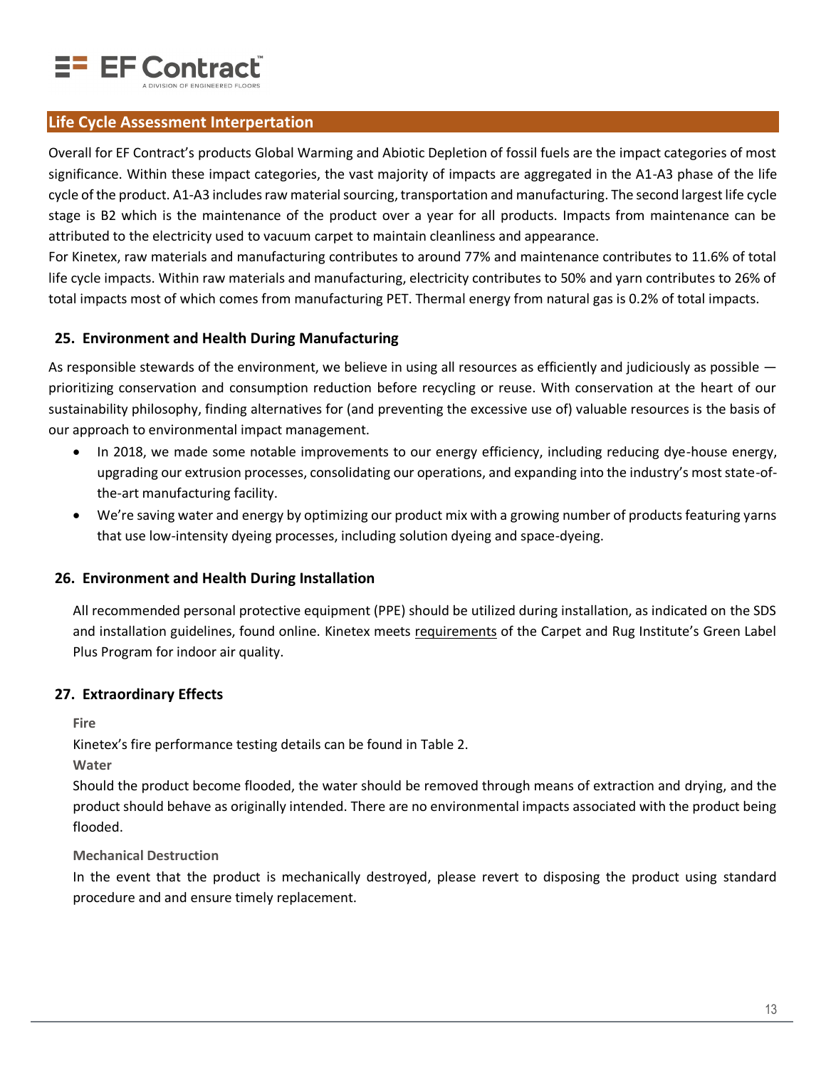## Life Cycle Assessment Interpertation

Overall for EF Contract's products Global Warming and Abiotic Depletion of fossil fuels are the impact categories of most significance. Within these impact categories, the vast majority of impacts are aggregated in the A1-A3 phase of the life cycle of the product. A1-A3 includes raw material sourcing, transportation and manufacturing. The second largest life cycle stage is B2 which is the maintenance of the product over a year for all products. Impacts from maintenance can be attributed to the electricity used to vacuum carpet to maintain cleanliness and appearance.

For Kinetex, raw materials and manufacturing contributes to around 77% and maintenance contributes to 11.6% of total life cycle impacts. Within raw materials and manufacturing, electricity contributes to 50% and yarn contributes to 26% of total impacts most of which comes from manufacturing PET. Thermal energy from natural gas is 0.2% of total impacts.

### 25. Environment and Health During Manufacturing

As responsible stewards of the environment, we believe in using all resources as efficiently and judiciously as possible — prioritizing conservation and consumption reduction before recycling or reuse. With conservation at the heart of our sustainability philosophy, finding alternatives for (and preventing the excessive use of) valuable resources is the basis of our approach to environmental impact management.

- In 2018, we made some notable improvements to our energy efficiency, including reducing dye-house energy, upgrading our extrusion processes, consolidating our operations, and expanding into the industry's most state-of-the-art manufacturing facility.
- We're saving water and energy by optimizing our product mix with a growing number of products featuring yarns that use low-intensity dyeing processes, including solution dyeing and space-dyeing.

### 26. Environment and Health During Installation

All recommended personal protective equipment (PPE) should be utilized during installation, as indicated on the SDS and installation guidelines, found online. Kinetex meets requirements of the Carpet and Rug Institute's Green Label Plus Program for indoor air quality.

### 27. Extraordinary Effects

**Fire**

Kinetex's fire performance testing details can be found in Table 2.

**Water**

Should the product become flooded, the water should be removed through means of extraction and drying, and the product should behave as originally intended. There are no environmental impacts associated with the product being flooded.

**Mechanical Destruction**

In the event that the product is mechanically destroyed, please revert to disposing the product using standard procedure and and ensure timely replacement.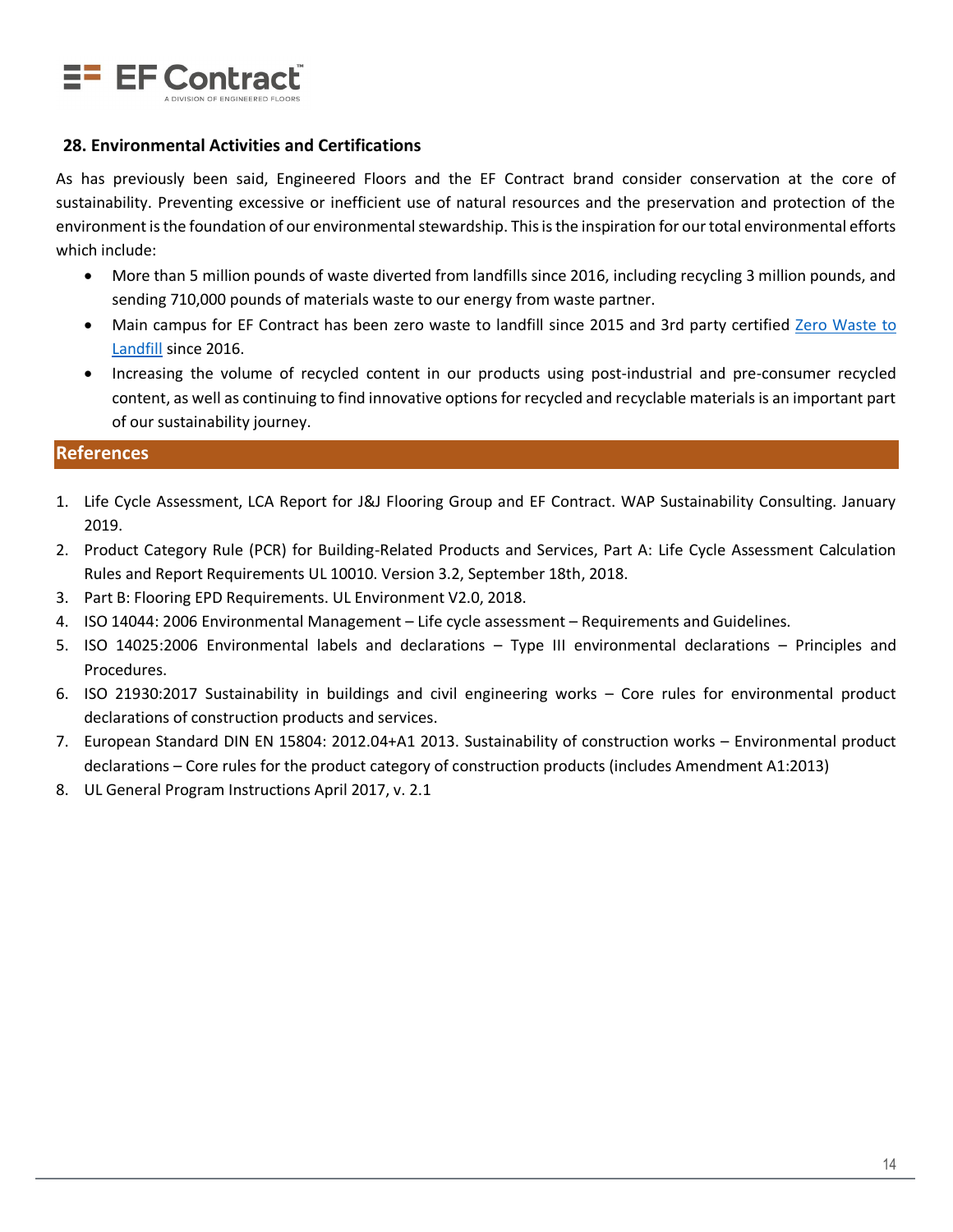## 28. Environmental Activities and Certifications

As has previously been said, Engineered Floors and the EF Contract brand consider conservation at the core of sustainability. Preventing excessive or inefficient use of natural resources and the preservation and protection of the environment is the foundation of our environmental stewardship. This is the inspiration for our total environmental efforts which include:

- More than 5 million pounds of waste diverted from landfills since 2016, including recycling 3 million pounds, and sending 710,000 pounds of materials waste to our energy from waste partner.
- Main campus for EF Contract has been zero waste to landfill since 2015 and 3rd party certified Zero Waste to Landfill since 2016.
- Increasing the volume of recycled content in our products using post-industrial and pre-consumer recycled content, as well as continuing to find innovative options for recycled and recyclable materials is an important part of our sustainability journey.

## References

1. Life Cycle Assessment, LCA Report for J&J Flooring Group and EF Contract. WAP Sustainability Consulting. January 2019.
2. Product Category Rule (PCR) for Building-Related Products and Services, Part A: Life Cycle Assessment Calculation Rules and Report Requirements UL 10010. Version 3.2, September 18th, 2018.
3. Part B: Flooring EPD Requirements. UL Environment V2.0, 2018.
4. ISO 14044: 2006 Environmental Management – Life cycle assessment – Requirements and Guidelines.
5. ISO 14025:2006 Environmental labels and declarations – Type III environmental declarations – Principles and Procedures.
6. ISO 21930:2017 Sustainability in buildings and civil engineering works – Core rules for environmental product declarations of construction products and services.
7. European Standard DIN EN 15804: 2012.04+A1 2013. Sustainability of construction works – Environmental product declarations – Core rules for the product category of construction products (includes Amendment A1:2013)
8. UL General Program Instructions April 2017, v. 2.1